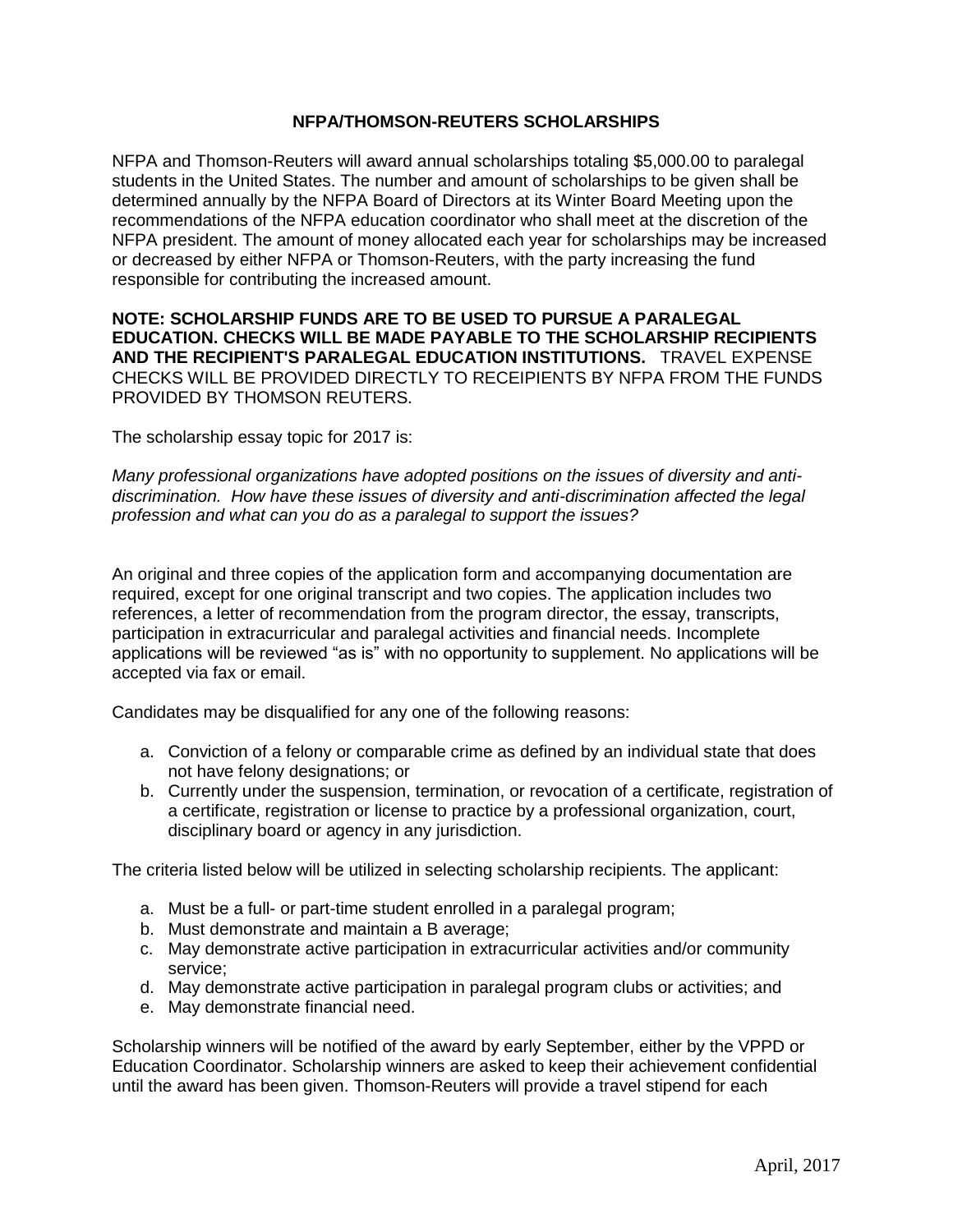# NFPA/THOMSON-REUTERS SCHOLARSHIPS

NFPA and Thomson-Reuters will award annual scholarships totaling $5,000.00 to paralegal students in the United States. The number and amount of scholarships to be given shall be determined annually by the NFPA Board of Directors at its Winter Board Meeting upon the recommendations of the NFPA education coordinator who shall meet at the discretion of the NFPA president. The amount of money allocated each year for scholarships may be increased or decreased by either NFPA or Thomson-Reuters, with the party increasing the fund responsible for contributing the increased amount.

**NOTE: SCHOLARSHIP FUNDS ARE TO BE USED TO PURSUE A PARALEGAL EDUCATION. CHECKS WILL BE MADE PAYABLE TO THE SCHOLARSHIP RECIPIENTS AND THE RECIPIENT'S PARALEGAL EDUCATION INSTITUTIONS.** TRAVEL EXPENSE CHECKS WILL BE PROVIDED DIRECTLY TO RECEIPIENTS BY NFPA FROM THE FUNDS PROVIDED BY THOMSON REUTERS.

The scholarship essay topic for 2017 is:

*Many professional organizations have adopted positions on the issues of diversity and anti-discrimination. How have these issues of diversity and anti-discrimination affected the legal profession and what can you do as a paralegal to support the issues?*

An original and three copies of the application form and accompanying documentation are required, except for one original transcript and two copies. The application includes two references, a letter of recommendation from the program director, the essay, transcripts, participation in extracurricular and paralegal activities and financial needs. Incomplete applications will be reviewed "as is" with no opportunity to supplement. No applications will be accepted via fax or email.

Candidates may be disqualified for any one of the following reasons:

a. Conviction of a felony or comparable crime as defined by an individual state that does not have felony designations; or
b. Currently under the suspension, termination, or revocation of a certificate, registration of a certificate, registration or license to practice by a professional organization, court, disciplinary board or agency in any jurisdiction.

The criteria listed below will be utilized in selecting scholarship recipients. The applicant:

a. Must be a full- or part-time student enrolled in a paralegal program;
b. Must demonstrate and maintain a B average;
c. May demonstrate active participation in extracurricular activities and/or community service;
d. May demonstrate active participation in paralegal program clubs or activities; and
e. May demonstrate financial need.

Scholarship winners will be notified of the award by early September, either by the VPPD or Education Coordinator. Scholarship winners are asked to keep their achievement confidential until the award has been given. Thomson-Reuters will provide a travel stipend for each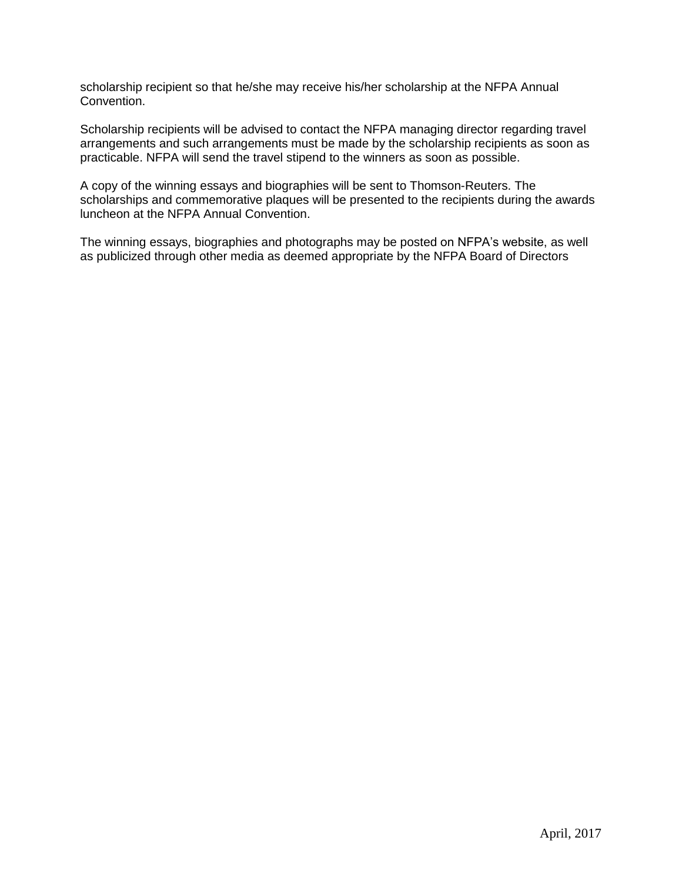scholarship recipient so that he/she may receive his/her scholarship at the NFPA Annual Convention.

Scholarship recipients will be advised to contact the NFPA managing director regarding travel arrangements and such arrangements must be made by the scholarship recipients as soon as practicable. NFPA will send the travel stipend to the winners as soon as possible.

A copy of the winning essays and biographies will be sent to Thomson-Reuters. The scholarships and commemorative plaques will be presented to the recipients during the awards luncheon at the NFPA Annual Convention.

The winning essays, biographies and photographs may be posted on NFPA's website, as well as publicized through other media as deemed appropriate by the NFPA Board of Directors

April, 2017